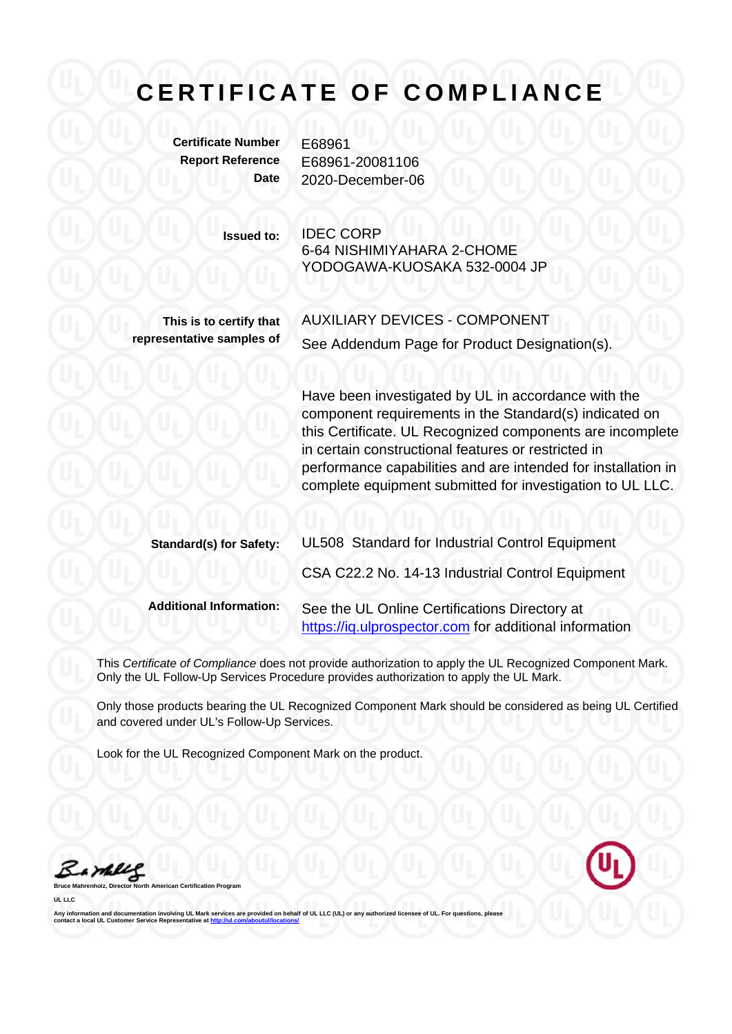# CERTIFICATE OF COMPLIANCE

| | |
|---|---|
| **Certificate Number** | E68961 |
| **Report Reference** | E68961-20081106 |
| **Date** | 2020-December-06 |

**Issued to:** IDEC CORP
6-64 NISHIMIYAHARA 2-CHOME
YODOGAWA-KUOSAKA 532-0004 JP

**This is to certify that representative samples of** AUXILIARY DEVICES - COMPONENT
See Addendum Page for Product Designation(s).

Have been investigated by UL in accordance with the component requirements in the Standard(s) indicated on this Certificate. UL Recognized components are incomplete in certain constructional features or restricted in performance capabilities and are intended for installation in complete equipment submitted for investigation to UL LLC.

**Standard(s) for Safety:** UL508 Standard for Industrial Control Equipment

CSA C22.2 No. 14-13 Industrial Control Equipment

**Additional Information:** See the UL Online Certifications Directory at https://iq.ulprospector.com for additional information

This *Certificate of Compliance* does not provide authorization to apply the UL Recognized Component Mark. Only the UL Follow-Up Services Procedure provides authorization to apply the UL Mark.

Only those products bearing the UL Recognized Component Mark should be considered as being UL Certified and covered under UL's Follow-Up Services.

Look for the UL Recognized Component Mark on the product.

Bruce Mahrenholz, Director North American Certification Program

UL LLC

Any information and documentation involving UL Mark services are provided on behalf of UL LLC (UL) or any authorized licensee of UL. For questions, please contact a local UL Customer Service Representative at http://ul.com/aboutul/locations/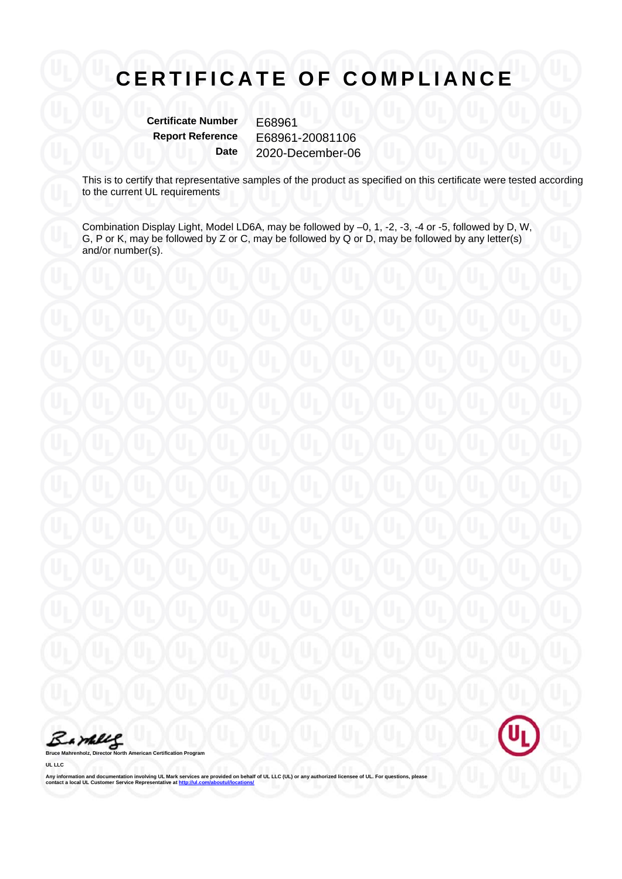# CERTIFICATE OF COMPLIANCE

**Certificate Number** E68961
**Report Reference** E68961-20081106
**Date** 2020-December-06

This is to certify that representative samples of the product as specified on this certificate were tested according to the current UL requirements

Combination Display Light, Model LD6A, may be followed by –0, 1, -2, -3, -4 or -5, followed by D, W, G, P or K, may be followed by Z or C, may be followed by Q or D, may be followed by any letter(s) and/or number(s).

**Bruce Mahrenholz, Director North American Certification Program**

**UL LLC**

**Any information and documentation involving UL Mark services are provided on behalf of UL LLC (UL) or any authorized licensee of UL. For questions, please contact a local UL Customer Service Representative at http://ul.com/aboutul/locations/**